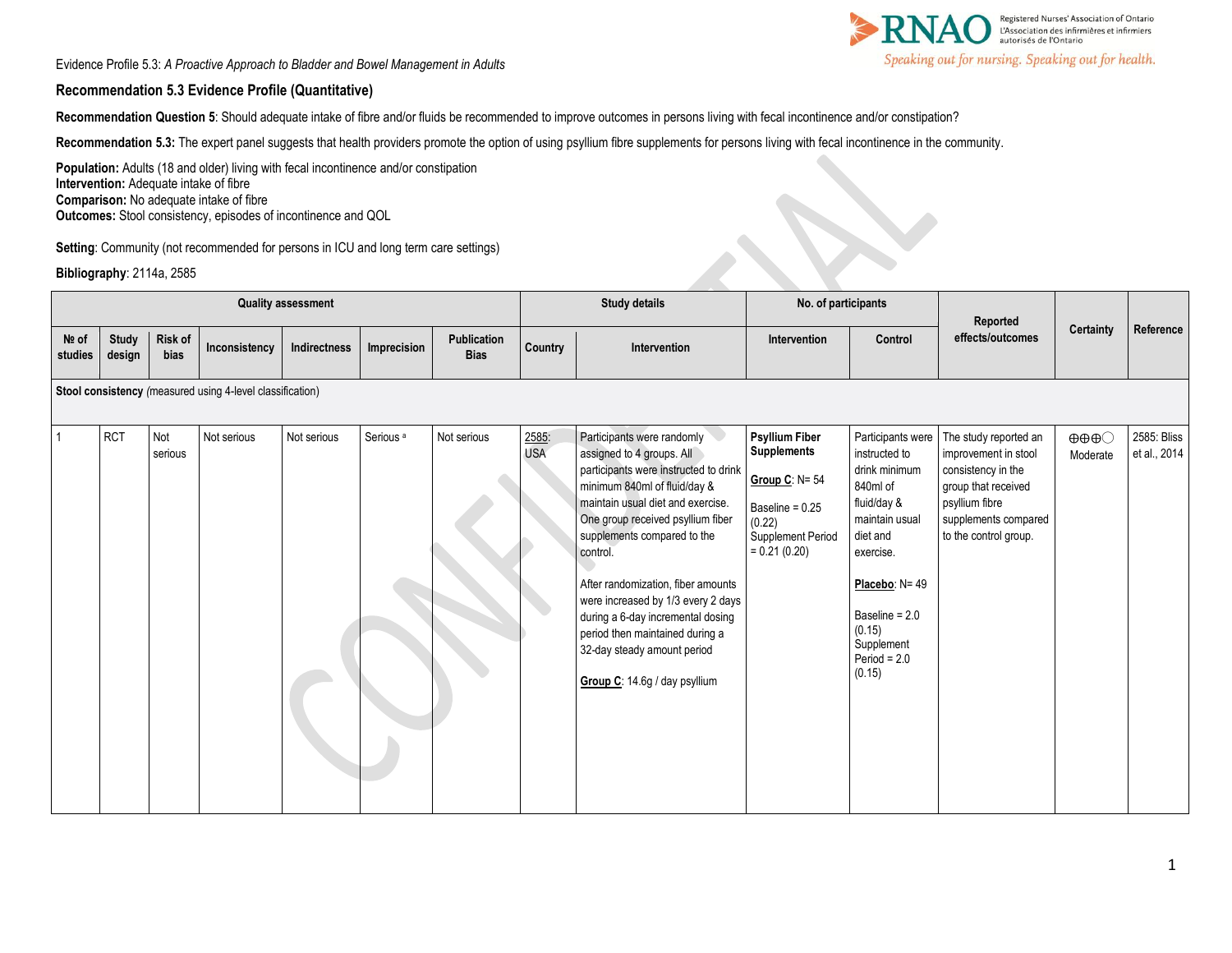Evidence Profile 5.3: *A Proactive Approach to Bladder and Bowel Management in Adults*

## Recommendation 5.3 Evidence Profile (Quantitative)

**Recommendation Question 5**: Should adequate intake of fibre and/or fluids be recommended to improve outcomes in persons living with fecal incontinence and/or constipation?

**Recommendation 5.3:** The expert panel suggests that health providers promote the option of using psyllium fibre supplements for persons living with fecal incontinence in the community.

**Population:** Adults (18 and older) living with fecal incontinence and/or constipation
**Intervention:** Adequate intake of fibre
**Comparison:** No adequate intake of fibre
**Outcomes:** Stool consistency, episodes of incontinence and QOL

**Setting**: Community (not recommended for persons in ICU and long term care settings)

**Bibliography**: 2114a, 2585

| Quality assessment | | | | | | | Study details | | No. of participants | | Reported effects/outcomes | Certainty | Reference |
|---|---|---|---|---|---|---|---|---|---|---|---|---|---|
| № of studies | Study design | Risk of bias | Inconsistency | Indirectness | Imprecision | Publication Bias | Country | Intervention | Intervention | Control | | | |
| **Stool consistency** *(measured using 4-level classification)* | | | | | | | | | | | | | |
| 1 | RCT | Not serious | Not serious | Not serious | Serious [a] | Not serious | 2585: USA | Participants were randomly assigned to 4 groups. All participants were instructed to drink minimum 840ml of fluid/day & maintain usual diet and exercise. One group received psyllium fiber supplements compared to the control.<br><br>After randomization, fiber amounts were increased by 1/3 every 2 days during a 6-day incremental dosing period then maintained during a 32-day steady amount period<br><br>Group C: 14.6g / day psyllium | **Psyllium Fiber Supplements**<br><br>Group C: N= 54<br><br>Baseline = 0.25 (0.22)<br>Supplement Period = 0.21 (0.20) | Participants were instructed to drink minimum 840ml of fluid/day & maintain usual diet and exercise.<br><br>**Placebo**: N= 49<br><br>Baseline = 2.0 (0.15)<br>Supplement Period = 2.0 (0.15) | The study reported an improvement in stool consistency in the group that received psyllium fibre supplements compared to the control group. | ⊕⊕⊕◯ Moderate | 2585: Bliss et al., 2014 |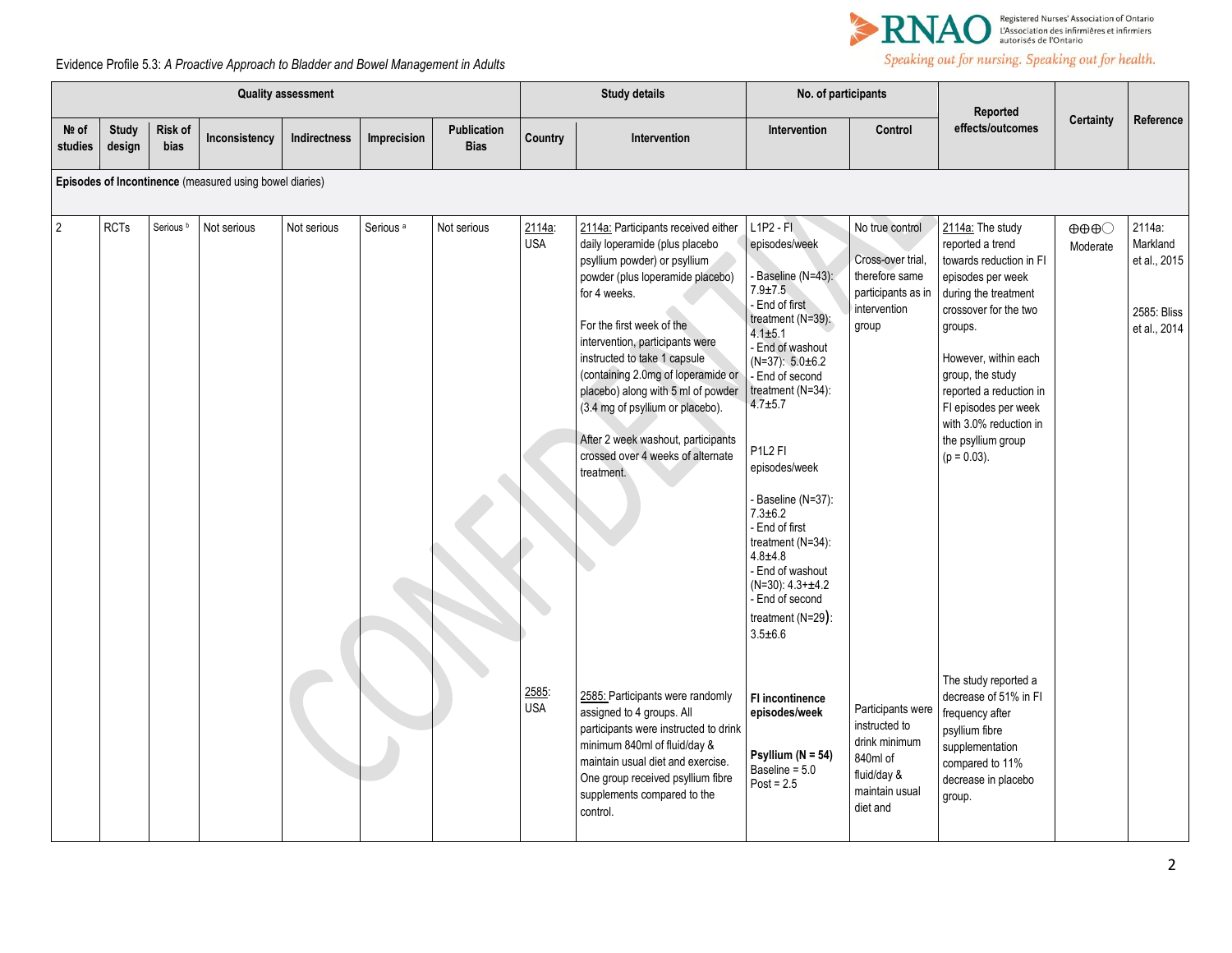Evidence Profile 5.3: *A Proactive Approach to Bladder and Bowel Management in Adults*

| Quality assessment | | | | | | | Study details | | No. of participants | | Reported effects/outcomes | Certainty | Reference |
|---|---|---|---|---|---|---|---|---|---|---|---|---|---|
| № of studies | Study design | Risk of bias | Inconsistency | Indirectness | Imprecision | Publication Bias | Country | Intervention | Intervention | Control | | | |
| **Episodes of Incontinence** (measured using bowel diaries) | | | | | | | | | | | | | |
| 2 | RCTs | Serious [b] | Not serious | Not serious | Serious [a] | Not serious | 2114a: USA<br><br>2585: USA | 2114a: Participants received either daily loperamide (plus placebo psyllium powder) or psyllium powder (plus loperamide placebo) for 4 weeks.<br><br>For the first week of the intervention, participants were instructed to take 1 capsule (containing 2.0mg of loperamide or placebo) along with 5 ml of powder (3.4 mg of psyllium or placebo).<br><br>After 2 week washout, participants crossed over 4 weeks of alternate treatment.<br><br>2585: Participants were randomly assigned to 4 groups. All participants were instructed to drink minimum 840ml of fluid/day & maintain usual diet and exercise. One group received psyllium fibre supplements compared to the control. | L1P2 - FI episodes/week<br><br>- Baseline (N=43): 7.9±7.5<br>- End of first treatment (N=39): 4.1±5.1<br>- End of washout (N=37): 5.0±6.2<br>- End of second treatment (N=34): 4.7±5.7<br><br>P1L2 FI episodes/week<br><br>- Baseline (N=37): 7.3±6.2<br>- End of first treatment (N=34): 4.8±4.8<br>- End of washout (N=30): 4.3+±4.2<br>- End of second treatment (N=29): 3.5±6.6<br><br>**FI incontinence episodes/week**<br><br>**Psyllium (N = 54)**<br>Baseline = 5.0<br>Post = 2.5 | No true control<br><br>Cross-over trial, therefore same participants as in intervention group<br><br>Participants were instructed to drink minimum 840ml of fluid/day & maintain usual diet and | 2114a: The study reported a trend towards reduction in FI episodes per week during the treatment crossover for the two groups.<br><br>However, within each group, the study reported a reduction in FI episodes per week with 3.0% reduction in the psyllium group (p = 0.03).<br><br>The study reported a decrease of 51% in FI frequency after psyllium fibre supplementation compared to 11% decrease in placebo group. | ⊕⊕⊕◯ Moderate | 2114a: Markland et al., 2015<br><br>2585: Bliss et al., 2014 |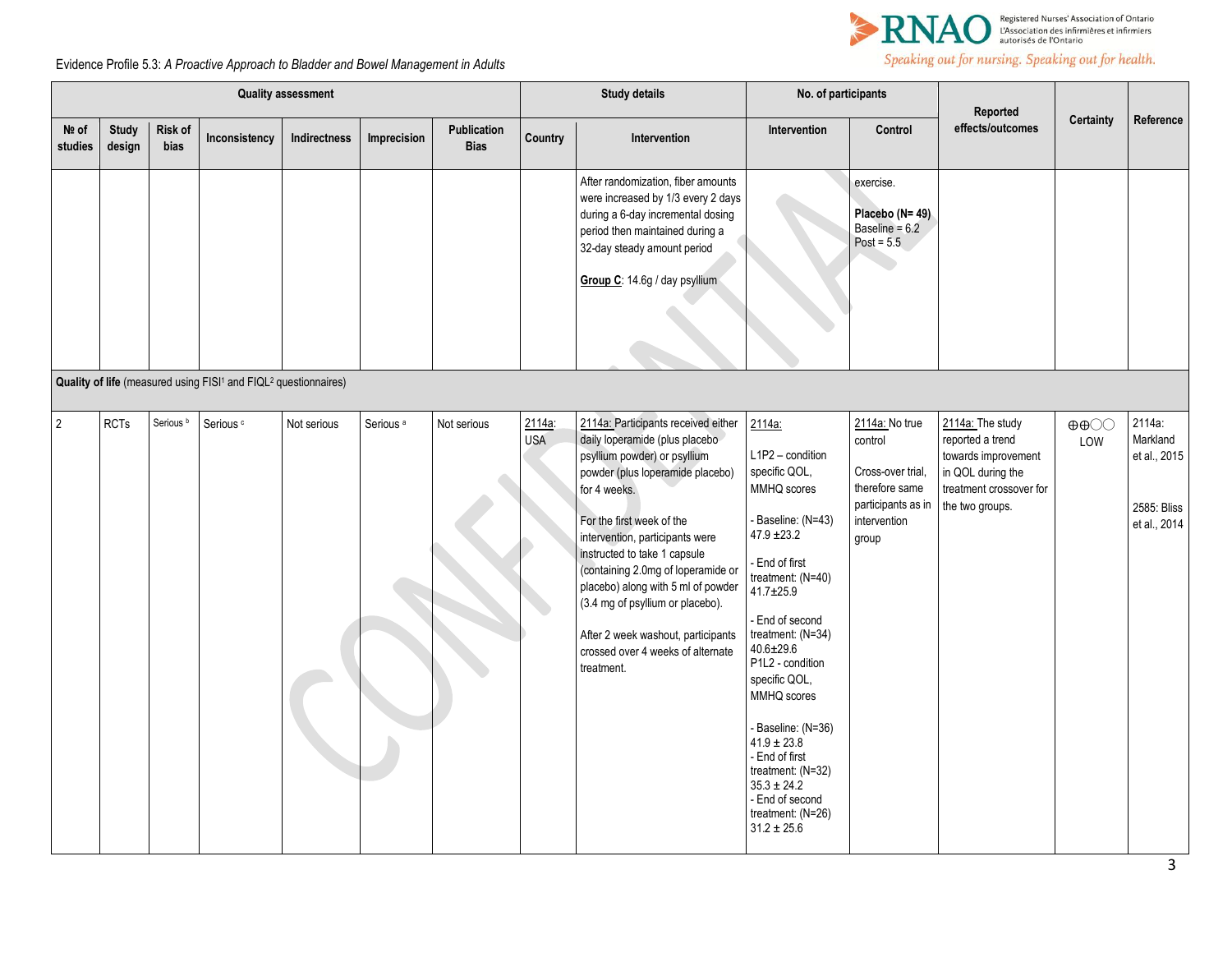Evidence Profile 5.3: *A Proactive Approach to Bladder and Bowel Management in Adults*

| Quality assessment | | | | | | | Study details | | No. of participants | | Reported effects/outcomes | Certainty | Reference |
|---|---|---|---|---|---|---|---|---|---|---|---|---|---|
| № of studies | Study design | Risk of bias | Inconsistency | Indirectness | Imprecision | Publication Bias | Country | Intervention | Intervention | Control | | | |
| | | | | | | | | After randomization, fiber amounts were increased by 1/3 every 2 days during a 6-day incremental dosing period then maintained during a 32-day steady amount period<br><br>Group C: 14.6g / day psyllium | | exercise.<br><br>**Placebo (N= 49)**<br>Baseline = 6.2<br>Post = 5.5 | | | |
| **Quality of life** (measured using FISI[1] and FIQL[2] questionnaires) | | | | | | | | | | | | | |
| 2 | RCTs | Serious [b] | Serious [c] | Not serious | Serious [a] | Not serious | 2114a: USA | 2114a: Participants received either daily loperamide (plus placebo psyllium powder) or psyllium powder (plus loperamide placebo) for 4 weeks.<br><br>For the first week of the intervention, participants were instructed to take 1 capsule (containing 2.0mg of loperamide or placebo) along with 5 ml of powder (3.4 mg of psyllium or placebo).<br><br>After 2 week washout, participants crossed over 4 weeks of alternate treatment. | 2114a:<br><br>L1P2 – condition specific QOL, MMHQ scores<br><br>- Baseline: (N=43) 47.9 ±23.2<br><br>- End of first treatment: (N=40) 41.7±25.9<br><br>- End of second treatment: (N=34) 40.6±29.6<br>P1L2 - condition specific QOL, MMHQ scores<br><br>- Baseline: (N=36) 41.9 ± 23.8<br>- End of first treatment: (N=32) 35.3 ± 24.2<br>- End of second treatment: (N=26) 31.2 ± 25.6 | 2114a: No true control<br><br>Cross-over trial, therefore same participants as in intervention group | 2114a: The study reported a trend towards improvement in QOL during the treatment crossover for the two groups. | ⊕⊕◯◯ LOW | 2114a: Markland et al., 2015<br><br>2585: Bliss et al., 2014 |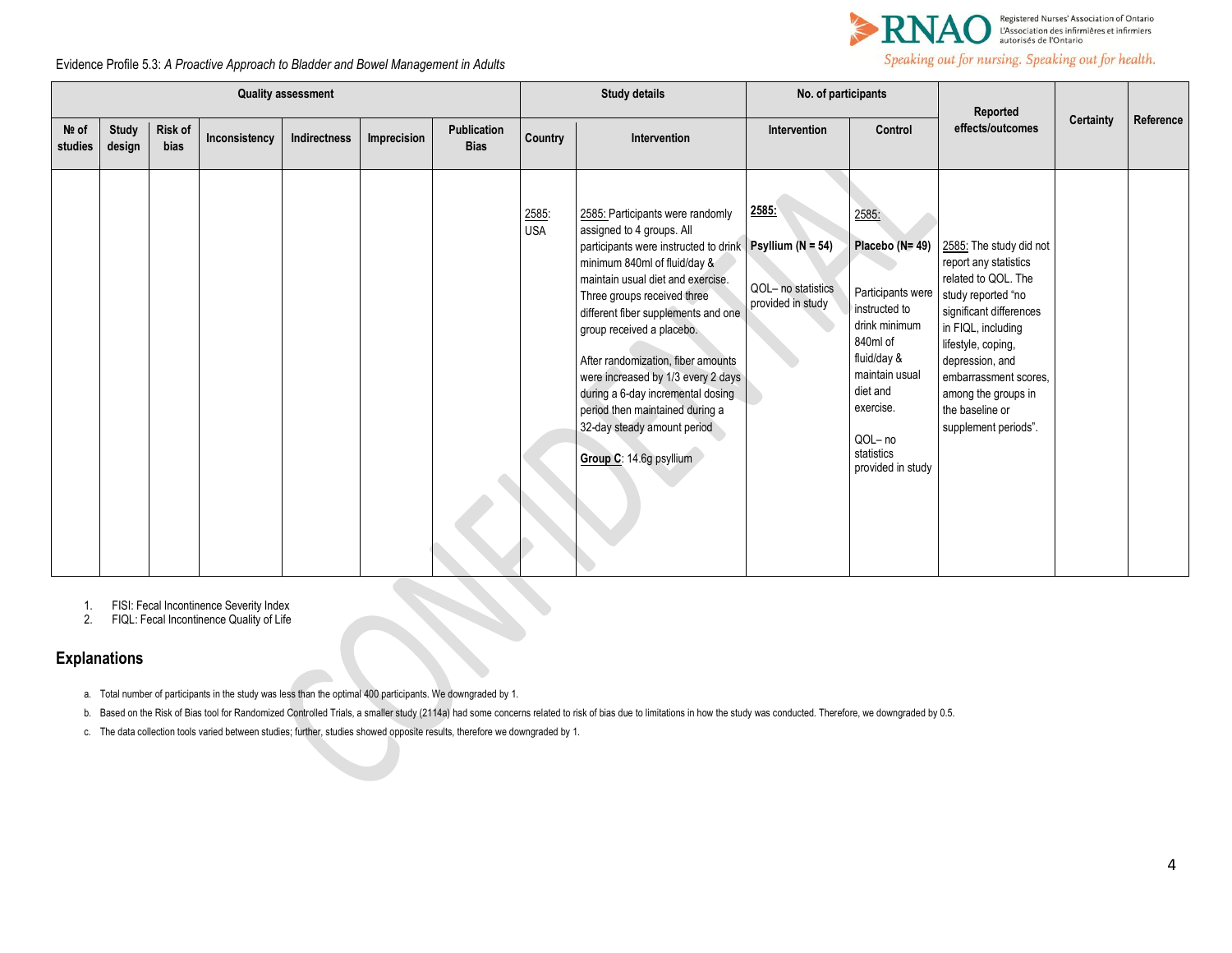Evidence Profile 5.3: *A Proactive Approach to Bladder and Bowel Management in Adults*

| Quality assessment | | | | | | | Study details | | No. of participants | | Reported effects/outcomes | Certainty | Reference |
|---|---|---|---|---|---|---|---|---|---|---|---|---|---|
| № of studies | Study design | Risk of bias | Inconsistency | Indirectness | Imprecision | Publication Bias | Country | Intervention | Intervention | Control | | | |
| | | | | | | | 2585: USA | 2585: Participants were randomly assigned to 4 groups. All participants were instructed to drink minimum 840ml of fluid/day & maintain usual diet and exercise. Three groups received three different fiber supplements and one group received a placebo.<br><br>After randomization, fiber amounts were increased by 1/3 every 2 days during a 6-day incremental dosing period then maintained during a 32-day steady amount period<br><br>**Group C**: 14.6g psyllium | **2585:**<br><br>**Psyllium (N = 54)**<br><br>QOL– no statistics provided in study | 2585:<br><br>**Placebo (N= 49)**<br><br>Participants were instructed to drink minimum 840ml of fluid/day & maintain usual diet and exercise.<br><br>QOL– no statistics provided in study | 2585: The study did not report any statistics related to QOL. The study reported "no significant differences in FIQL, including lifestyle, coping, depression, and embarrassment scores, among the groups in the baseline or supplement periods". | | |

1. FISI: Fecal Incontinence Severity Index
2. FIQL: Fecal Incontinence Quality of Life

## Explanations

a. Total number of participants in the study was less than the optimal 400 participants. We downgraded by 1.

b. Based on the Risk of Bias tool for Randomized Controlled Trials, a smaller study (2114a) had some concerns related to risk of bias due to limitations in how the study was conducted. Therefore, we downgraded by 0.5.

c. The data collection tools varied between studies; further, studies showed opposite results, therefore we downgraded by 1.